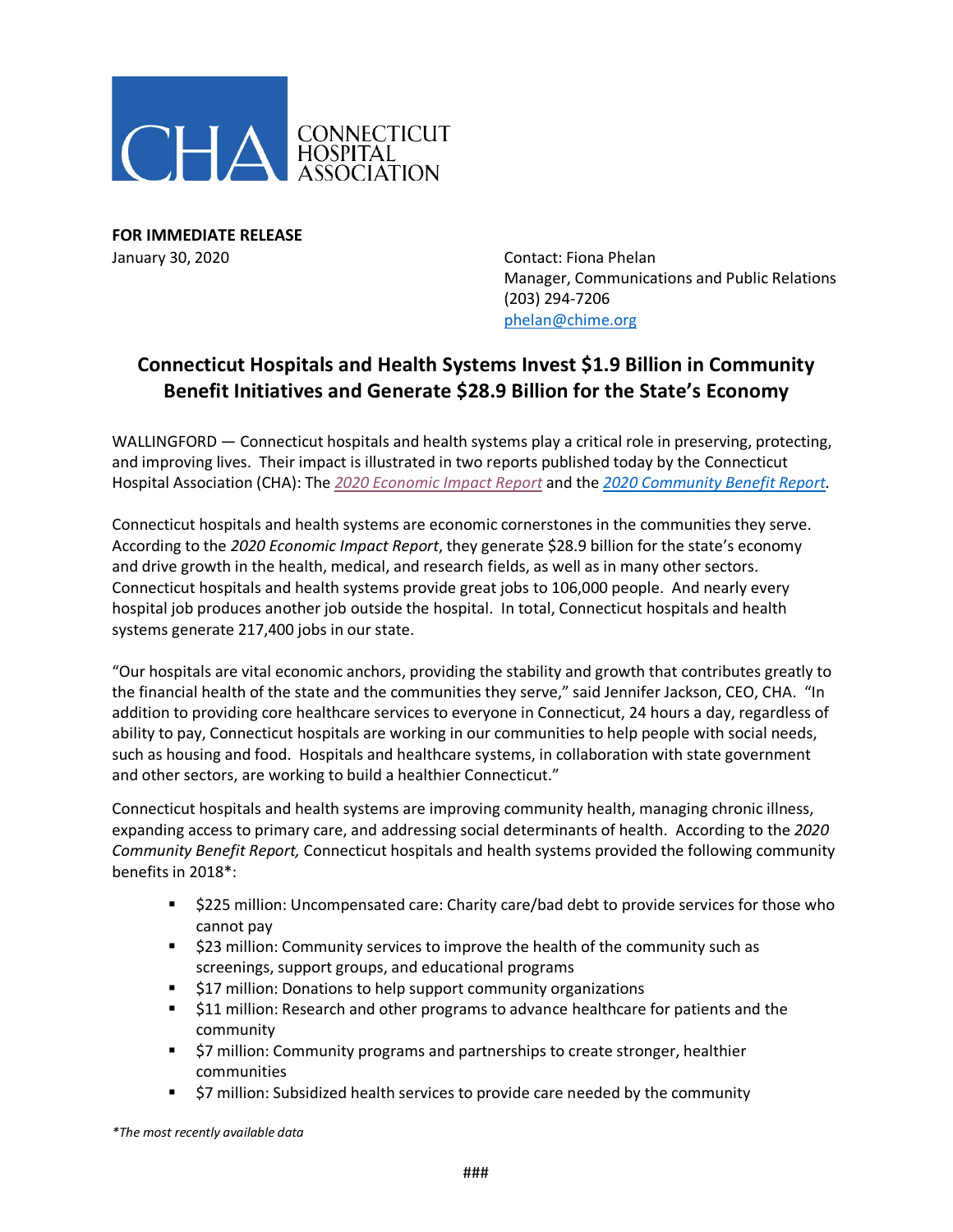CONNECTICUT HOSPITAL ASSOCIATION

**FOR IMMEDIATE RELEASE**
January 30, 2020

Contact: Fiona Phelan
Manager, Communications and Public Relations
(203) 294-7206
phelan@chime.org

## Connecticut Hospitals and Health Systems Invest $1.9 Billion in Community Benefit Initiatives and Generate $28.9 Billion for the State's Economy

WALLINGFORD — Connecticut hospitals and health systems play a critical role in preserving, protecting, and improving lives. Their impact is illustrated in two reports published today by the Connecticut Hospital Association (CHA): The *2020 Economic Impact Report* and the *2020 Community Benefit Report.*

Connecticut hospitals and health systems are economic cornerstones in the communities they serve. According to the *2020 Economic Impact Report*, they generate $28.9 billion for the state's economy and drive growth in the health, medical, and research fields, as well as in many other sectors. Connecticut hospitals and health systems provide great jobs to 106,000 people. And nearly every hospital job produces another job outside the hospital. In total, Connecticut hospitals and health systems generate 217,400 jobs in our state.

"Our hospitals are vital economic anchors, providing the stability and growth that contributes greatly to the financial health of the state and the communities they serve," said Jennifer Jackson, CEO, CHA. "In addition to providing core healthcare services to everyone in Connecticut, 24 hours a day, regardless of ability to pay, Connecticut hospitals are working in our communities to help people with social needs, such as housing and food. Hospitals and healthcare systems, in collaboration with state government and other sectors, are working to build a healthier Connecticut."

Connecticut hospitals and health systems are improving community health, managing chronic illness, expanding access to primary care, and addressing social determinants of health. According to the *2020 Community Benefit Report,* Connecticut hospitals and health systems provided the following community benefits in 2018*:

- $225 million: Uncompensated care: Charity care/bad debt to provide services for those who cannot pay
- $23 million: Community services to improve the health of the community such as screenings, support groups, and educational programs
- $17 million: Donations to help support community organizations
- $11 million: Research and other programs to advance healthcare for patients and the community
- $7 million: Community programs and partnerships to create stronger, healthier communities
- $7 million: Subsidized health services to provide care needed by the community

*\*The most recently available data*

###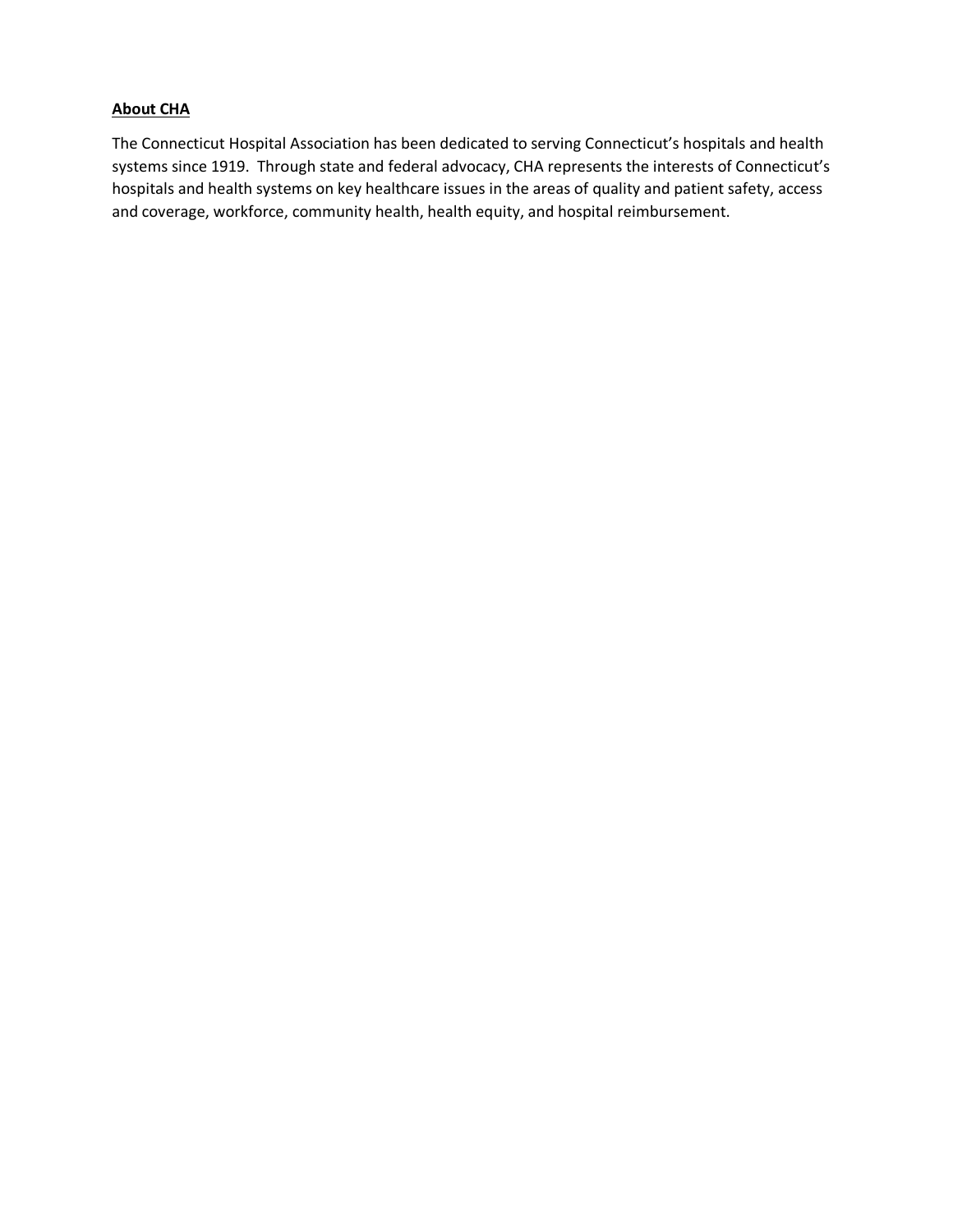**About CHA**

The Connecticut Hospital Association has been dedicated to serving Connecticut's hospitals and health systems since 1919. Through state and federal advocacy, CHA represents the interests of Connecticut's hospitals and health systems on key healthcare issues in the areas of quality and patient safety, access and coverage, workforce, community health, health equity, and hospital reimbursement.